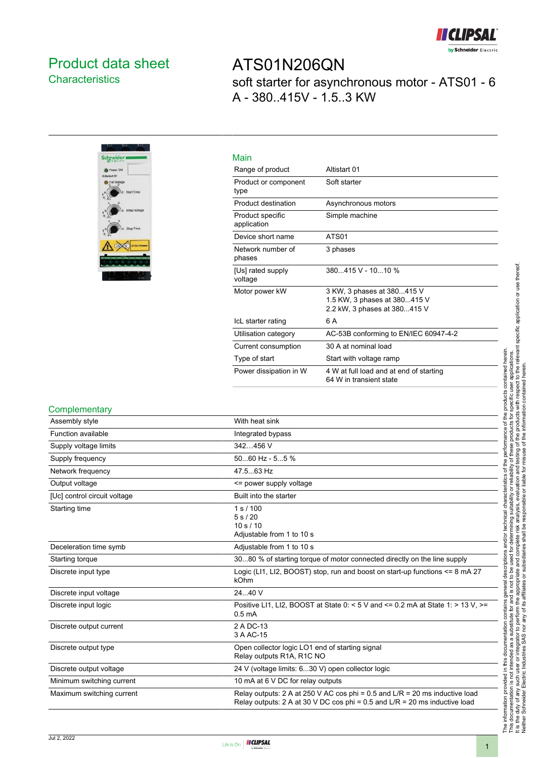# Product data sheet
## Characteristics

# ATS01N206QN

soft starter for asynchronous motor - ATS01 - 6 A - 380..415V - 1.5..3 KW

## Main

| | |
|---|---|
| Range of product | Altistart 01 |
| Product or component type | Soft starter |
| Product destination | Asynchronous motors |
| Product specific application | Simple machine |
| Device short name | ATS01 |
| Network number of phases | 3 phases |
| [Us] rated supply voltage | 380...415 V - 10...10 % |
| Motor power kW | 3 KW, 3 phases at 380...415 V<br>1.5 KW, 3 phases at 380...415 V<br>2.2 kW, 3 phases at 380...415 V |
| IcL starter rating | 6 A |
| Utilisation category | AC-53B conforming to EN/IEC 60947-4-2 |
| Current consumption | 30 A at nominal load |
| Type of start | Start with voltage ramp |
| Power dissipation in W | 4 W at full load and at end of starting<br>64 W in transient state |

## Complementary

| | |
|---|---|
| Assembly style | With heat sink |
| Function available | Integrated bypass |
| Supply voltage limits | 342…456 V |
| Supply frequency | 50...60 Hz - 5...5 % |
| Network frequency | 47.5...63 Hz |
| Output voltage | <= power supply voltage |
| [Uc] control circuit voltage | Built into the starter |
| Starting time | 1 s / 100<br>5 s / 20<br>10 s / 10<br>Adjustable from 1 to 10 s |
| Deceleration time symb | Adjustable from 1 to 10 s |
| Starting torque | 30...80 % of starting torque of motor connected directly on the line supply |
| Discrete input type | Logic (LI1, LI2, BOOST) stop, run and boost on start-up functions <= 8 mA 27 kOhm |
| Discrete input voltage | 24...40 V |
| Discrete input logic | Positive LI1, LI2, BOOST at State 0: < 5 V and <= 0.2 mA at State 1: > 13 V, >= 0.5 mA |
| Discrete output current | 2 A DC-13<br>3 A AC-15 |
| Discrete output type | Open collector logic LO1 end of starting signal<br>Relay outputs R1A, R1C NO |
| Discrete output voltage | 24 V (voltage limits: 6...30 V) open collector logic |
| Minimum switching current | 10 mA at 6 V DC for relay outputs |
| Maximum switching current | Relay outputs: 2 A at 250 V AC cos phi = 0.5 and L/R = 20 ms inductive load<br>Relay outputs: 2 A at 30 V DC cos phi = 0.5 and L/R = 20 ms inductive load |

The information provided in this documentation contains general descriptions and/or technical characteristics of the performance of the products contained herein. This documentation is not intended as a substitute for and is not to be used for determining suitability or reliability of these products for specific user applications. It is the duty of any such user or integrator to perform the appropriate and complete risk analysis, evaluation and testing of the products with respect to the relevant specific application or use thereof. Neither Schneider Electric Industries SAS nor any of its affiliates or subsidiaries shall be responsible or liable for misuse of the information contained herein.

Jul 2, 2022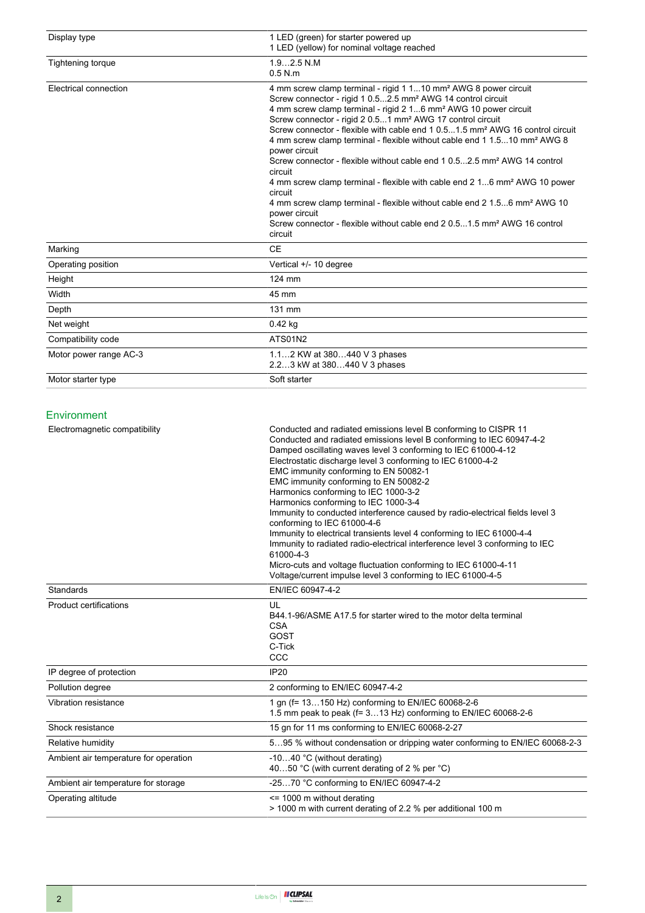| | |
|---|---|
| Display type | 1 LED (green) for starter powered up<br>1 LED (yellow) for nominal voltage reached |
| Tightening torque | 1.9…2.5 N.M<br>0.5 N.m |
| Electrical connection | 4 mm screw clamp terminal - rigid 1 1...10 mm² AWG 8 power circuit<br>Screw connector - rigid 1 0.5...2.5 mm² AWG 14 control circuit<br>4 mm screw clamp terminal - rigid 2 1...6 mm² AWG 10 power circuit<br>Screw connector - rigid 2 0.5...1 mm² AWG 17 control circuit<br>Screw connector - flexible with cable end 1 0.5...1.5 mm² AWG 16 control circuit<br>4 mm screw clamp terminal - flexible without cable end 1 1.5...10 mm² AWG 8 power circuit<br>Screw connector - flexible without cable end 1 0.5...2.5 mm² AWG 14 control circuit<br>4 mm screw clamp terminal - flexible with cable end 2 1...6 mm² AWG 10 power circuit<br>4 mm screw clamp terminal - flexible without cable end 2 1.5...6 mm² AWG 10 power circuit<br>Screw connector - flexible without cable end 2 0.5...1.5 mm² AWG 16 control circuit |
| Marking | CE |
| Operating position | Vertical +/- 10 degree |
| Height | 124 mm |
| Width | 45 mm |
| Depth | 131 mm |
| Net weight | 0.42 kg |
| Compatibility code | ATS01N2 |
| Motor power range AC-3 | 1.1…2 KW at 380…440 V 3 phases<br>2.2…3 kW at 380…440 V 3 phases |
| Motor starter type | Soft starter |

## Environment

| | |
|---|---|
| Electromagnetic compatibility | Conducted and radiated emissions level B conforming to CISPR 11<br>Conducted and radiated emissions level B conforming to IEC 60947-4-2<br>Damped oscillating waves level 3 conforming to IEC 61000-4-12<br>Electrostatic discharge level 3 conforming to IEC 61000-4-2<br>EMC immunity conforming to EN 50082-1<br>EMC immunity conforming to EN 50082-2<br>Harmonics conforming to IEC 1000-3-2<br>Harmonics conforming to IEC 1000-3-4<br>Immunity to conducted interference caused by radio-electrical fields level 3 conforming to IEC 61000-4-6<br>Immunity to electrical transients level 4 conforming to IEC 61000-4-4<br>Immunity to radiated radio-electrical interference level 3 conforming to IEC 61000-4-3<br>Micro-cuts and voltage fluctuation conforming to IEC 61000-4-11<br>Voltage/current impulse level 3 conforming to IEC 61000-4-5 |
| Standards | EN/IEC 60947-4-2 |
| Product certifications | UL<br>B44.1-96/ASME A17.5 for starter wired to the motor delta terminal<br>CSA<br>GOST<br>C-Tick<br>CCC |
| IP degree of protection | IP20 |
| Pollution degree | 2 conforming to EN/IEC 60947-4-2 |
| Vibration resistance | 1 gn (f= 13…150 Hz) conforming to EN/IEC 60068-2-6<br>1.5 mm peak to peak (f= 3…13 Hz) conforming to EN/IEC 60068-2-6 |
| Shock resistance | 15 gn for 11 ms conforming to EN/IEC 60068-2-27 |
| Relative humidity | 5…95 % without condensation or dripping water conforming to EN/IEC 60068-2-3 |
| Ambient air temperature for operation | -10…40 °C (without derating)<br>40…50 °C (with current derating of 2 % per °C) |
| Ambient air temperature for storage | -25…70 °C conforming to EN/IEC 60947-4-2 |
| Operating altitude | <= 1000 m without derating<br>> 1000 m with current derating of 2.2 % per additional 100 m |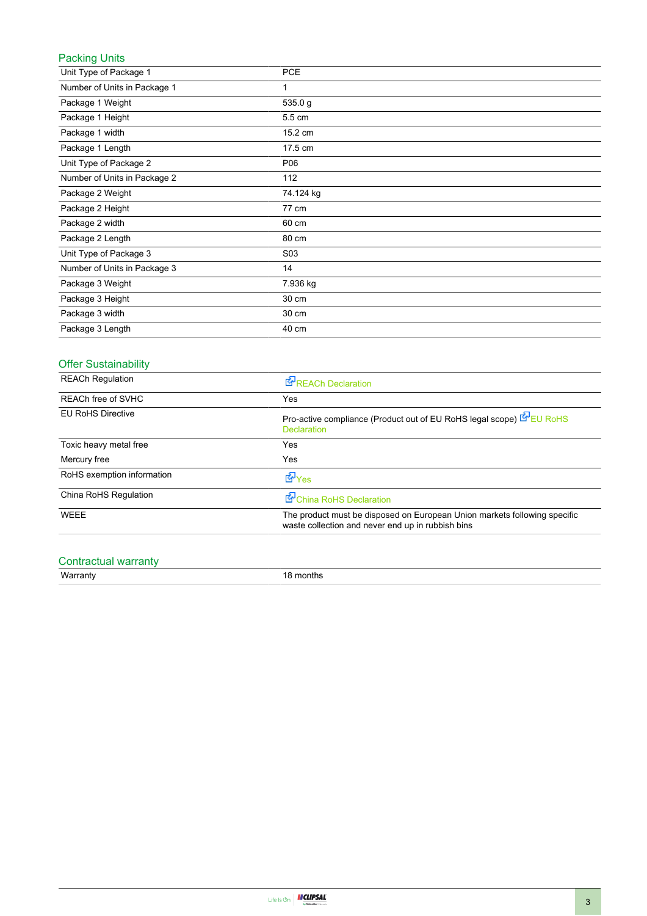## Packing Units

| | |
|---|---|
| Unit Type of Package 1 | PCE |
| Number of Units in Package 1 | 1 |
| Package 1 Weight | 535.0 g |
| Package 1 Height | 5.5 cm |
| Package 1 width | 15.2 cm |
| Package 1 Length | 17.5 cm |
| Unit Type of Package 2 | P06 |
| Number of Units in Package 2 | 112 |
| Package 2 Weight | 74.124 kg |
| Package 2 Height | 77 cm |
| Package 2 width | 60 cm |
| Package 2 Length | 80 cm |
| Unit Type of Package 3 | S03 |
| Number of Units in Package 3 | 14 |
| Package 3 Weight | 7.936 kg |
| Package 3 Height | 30 cm |
| Package 3 width | 30 cm |
| Package 3 Length | 40 cm |

## Offer Sustainability

| | |
|---|---|
| REACh Regulation | REACh Declaration |
| REACh free of SVHC | Yes |
| EU RoHS Directive | Pro-active compliance (Product out of EU RoHS legal scope) EU RoHS Declaration |
| Toxic heavy metal free | Yes |
| Mercury free | Yes |
| RoHS exemption information | Yes |
| China RoHS Regulation | China RoHS Declaration |
| WEEE | The product must be disposed on European Union markets following specific waste collection and never end up in rubbish bins |

## Contractual warranty

| | |
|---|---|
| Warranty | 18 months |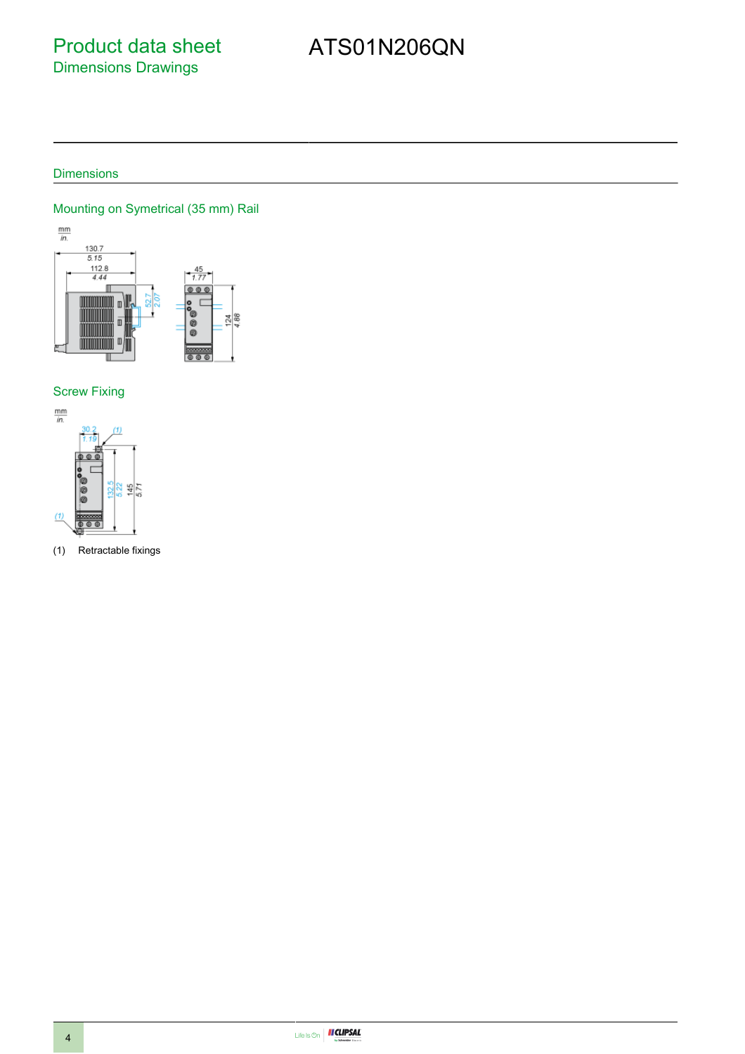# Product data sheet

## Dimensions Drawings

# ATS01N206QN

## Dimensions

### Mounting on Symetrical (35 mm) Rail

### Screw Fixing

(1) Retractable fixings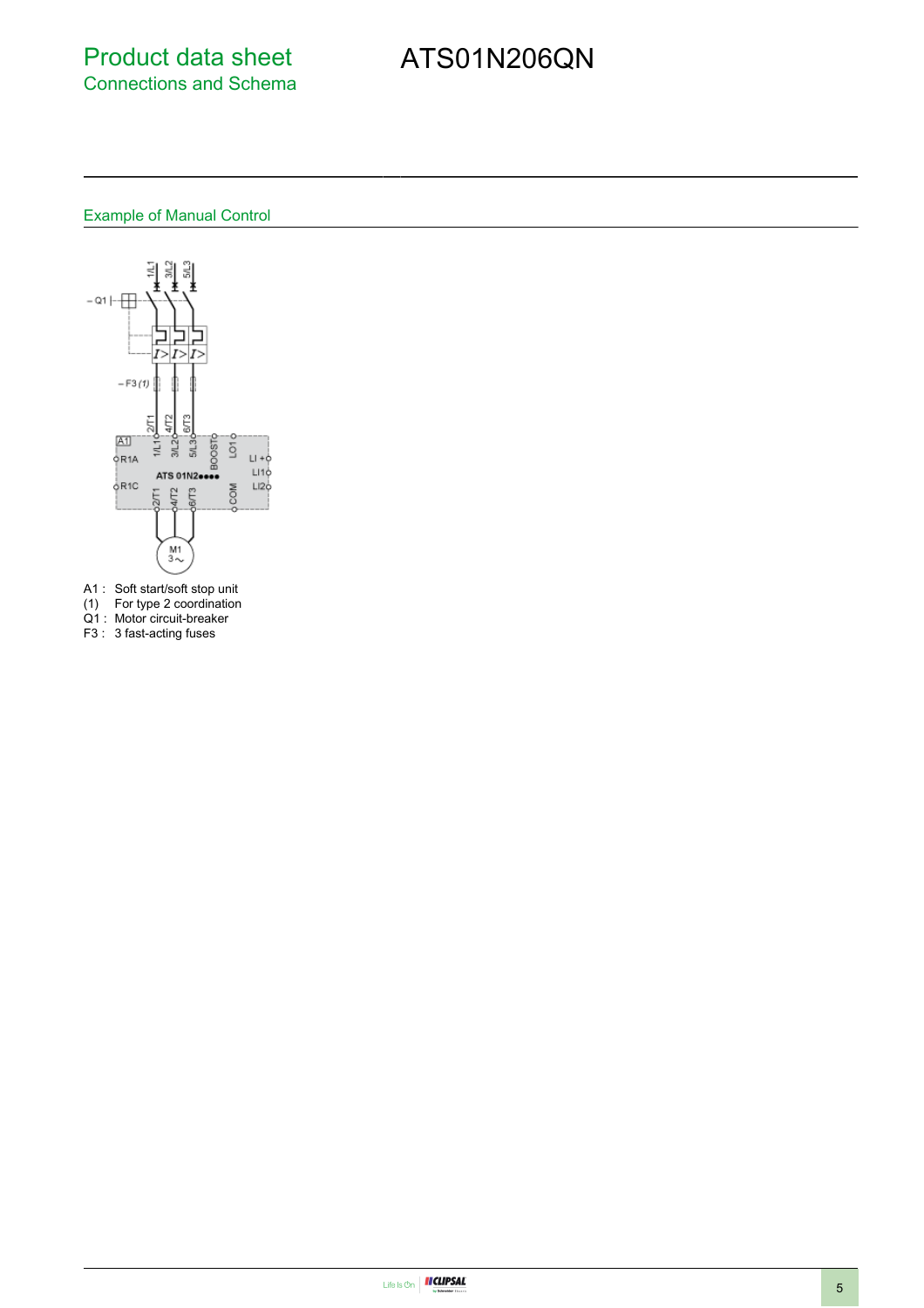# Product data sheet
## Connections and Schema

# ATS01N206QN

### Example of Manual Control

A1 : Soft start/soft stop unit
(1) For type 2 coordination
Q1 : Motor circuit-breaker
F3 : 3 fast-acting fuses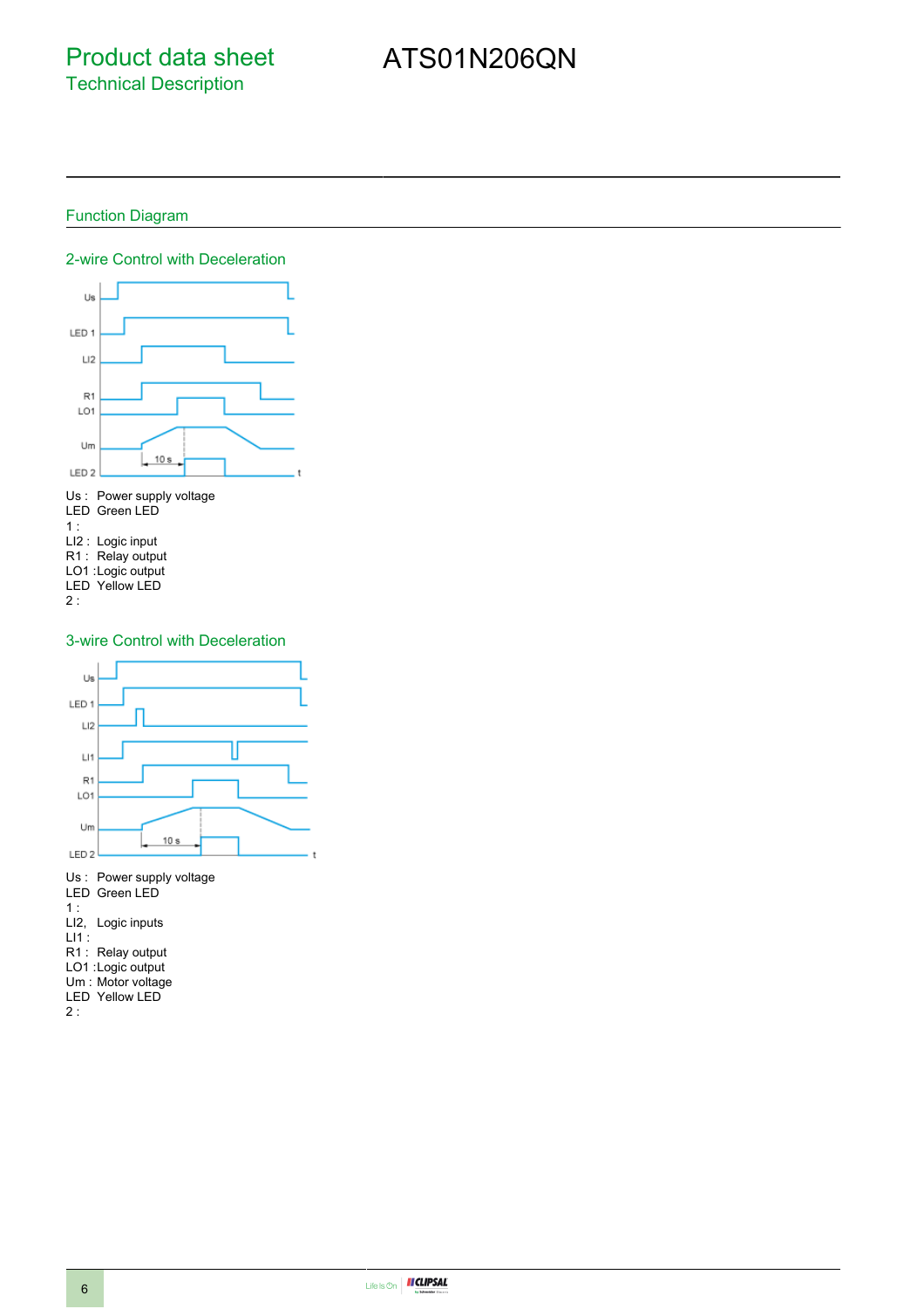## Function Diagram

### 2-wire Control with Deceleration

Us
LED 1
LI2
R1
LO1
Um
10 s
LED 2
t

Us : Power supply voltage
LED 1 : Green LED
LI2 : Logic input
R1 : Relay output
LO1 : Logic output
LED 2 : Yellow LED

### 3-wire Control with Deceleration

Us
LED 1
LI2
LI1
R1
LO1
Um
10 s
LED 2
t

Us : Power supply voltage
LED 1 : Green LED
LI2, LI1 : Logic inputs
R1 : Relay output
LO1 : Logic output
Um : Motor voltage
LED 2 : Yellow LED